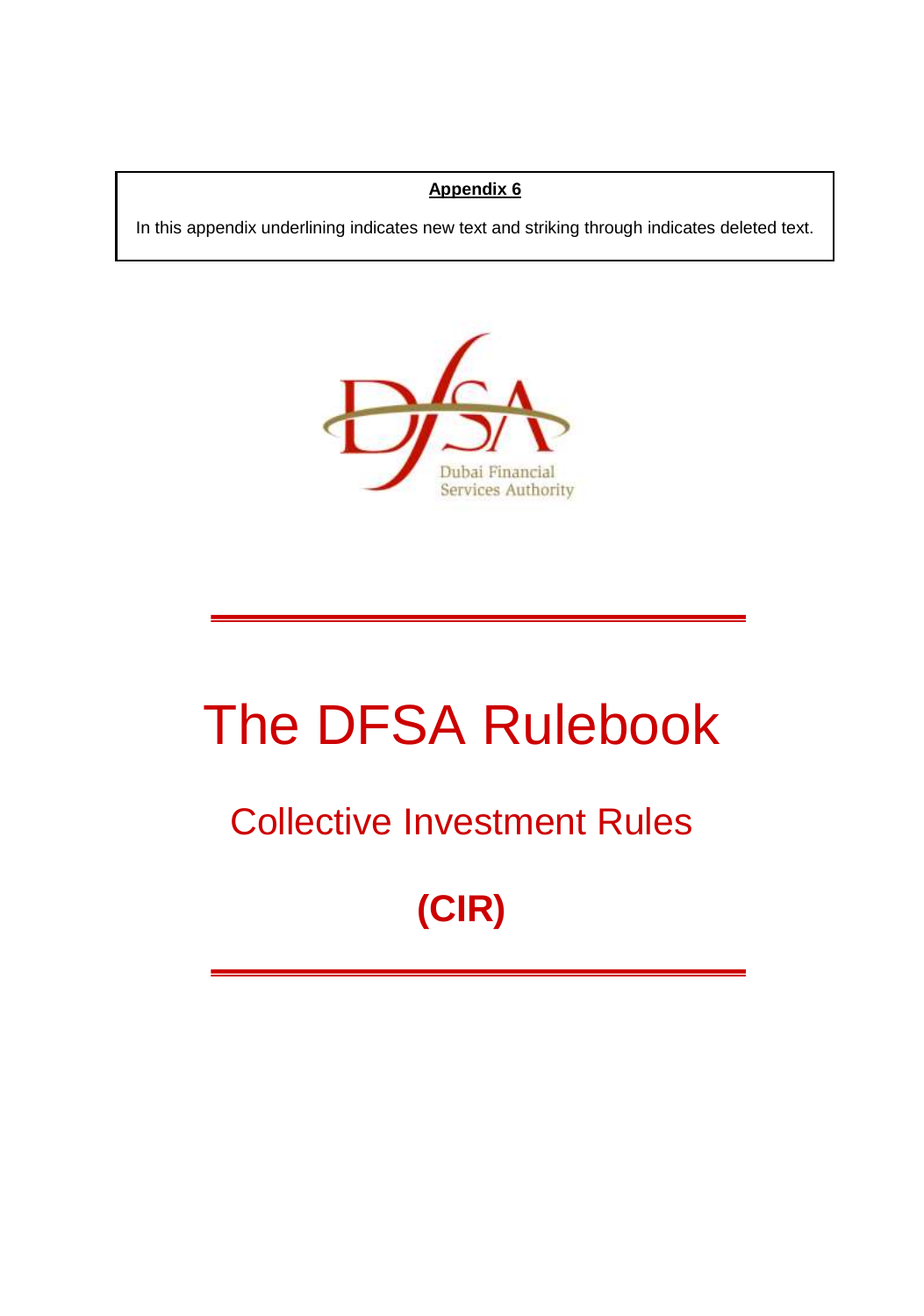**Appendix 6**

In this appendix underlining indicates new text and striking through indicates deleted text.

Dubai Financial Services Authority

# The DFSA Rulebook

## Collective Investment Rules

## (CIR)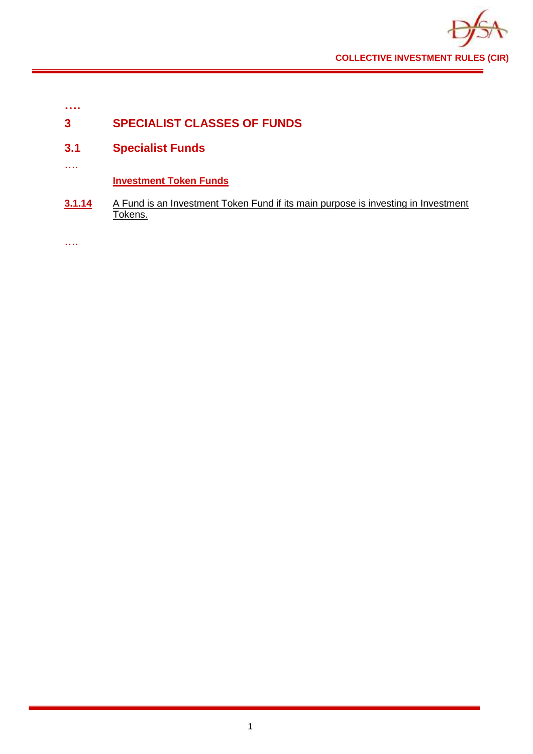….

# 3 SPECIALIST CLASSES OF FUNDS

## 3.1 Specialist Funds

….

### Investment Token Funds

**3.1.14** A Fund is an Investment Token Fund if its main purpose is investing in Investment Tokens.

….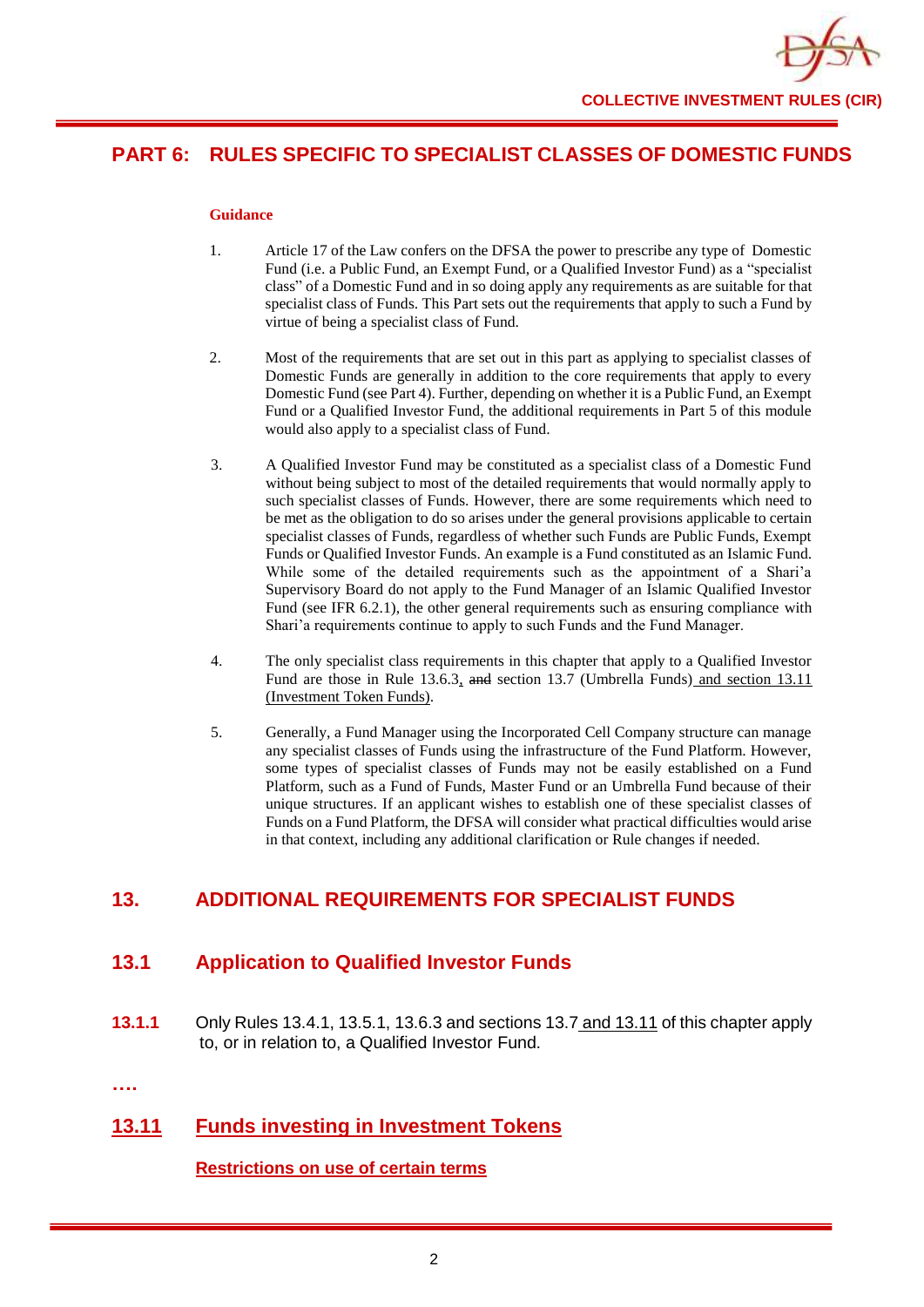# PART 6: RULES SPECIFIC TO SPECIALIST CLASSES OF DOMESTIC FUNDS

**Guidance**

1. Article 17 of the Law confers on the DFSA the power to prescribe any type of Domestic Fund (i.e. a Public Fund, an Exempt Fund, or a Qualified Investor Fund) as a "specialist class" of a Domestic Fund and in so doing apply any requirements as are suitable for that specialist class of Funds. This Part sets out the requirements that apply to such a Fund by virtue of being a specialist class of Fund.

2. Most of the requirements that are set out in this part as applying to specialist classes of Domestic Funds are generally in addition to the core requirements that apply to every Domestic Fund (see Part 4). Further, depending on whether it is a Public Fund, an Exempt Fund or a Qualified Investor Fund, the additional requirements in Part 5 of this module would also apply to a specialist class of Fund.

3. A Qualified Investor Fund may be constituted as a specialist class of a Domestic Fund without being subject to most of the detailed requirements that would normally apply to such specialist classes of Funds. However, there are some requirements which need to be met as the obligation to do so arises under the general provisions applicable to certain specialist classes of Funds, regardless of whether such Funds are Public Funds, Exempt Funds or Qualified Investor Funds. An example is a Fund constituted as an Islamic Fund. While some of the detailed requirements such as the appointment of a Shari'a Supervisory Board do not apply to the Fund Manager of an Islamic Qualified Investor Fund (see IFR 6.2.1), the other general requirements such as ensuring compliance with Shari'a requirements continue to apply to such Funds and the Fund Manager.

4. The only specialist class requirements in this chapter that apply to a Qualified Investor Fund are those in Rule 13.6.3, ~~and~~ section 13.7 (Umbrella Funds) and section 13.11 (Investment Token Funds).

5. Generally, a Fund Manager using the Incorporated Cell Company structure can manage any specialist classes of Funds using the infrastructure of the Fund Platform. However, some types of specialist classes of Funds may not be easily established on a Fund Platform, such as a Fund of Funds, Master Fund or an Umbrella Fund because of their unique structures. If an applicant wishes to establish one of these specialist classes of Funds on a Fund Platform, the DFSA will consider what practical difficulties would arise in that context, including any additional clarification or Rule changes if needed.

## 13. ADDITIONAL REQUIREMENTS FOR SPECIALIST FUNDS

### 13.1 Application to Qualified Investor Funds

**13.1.1** Only Rules 13.4.1, 13.5.1, 13.6.3 and sections 13.7 and 13.11 of this chapter apply to, or in relation to, a Qualified Investor Fund.

**….**

### 13.11 Funds investing in Investment Tokens

**Restrictions on use of certain terms**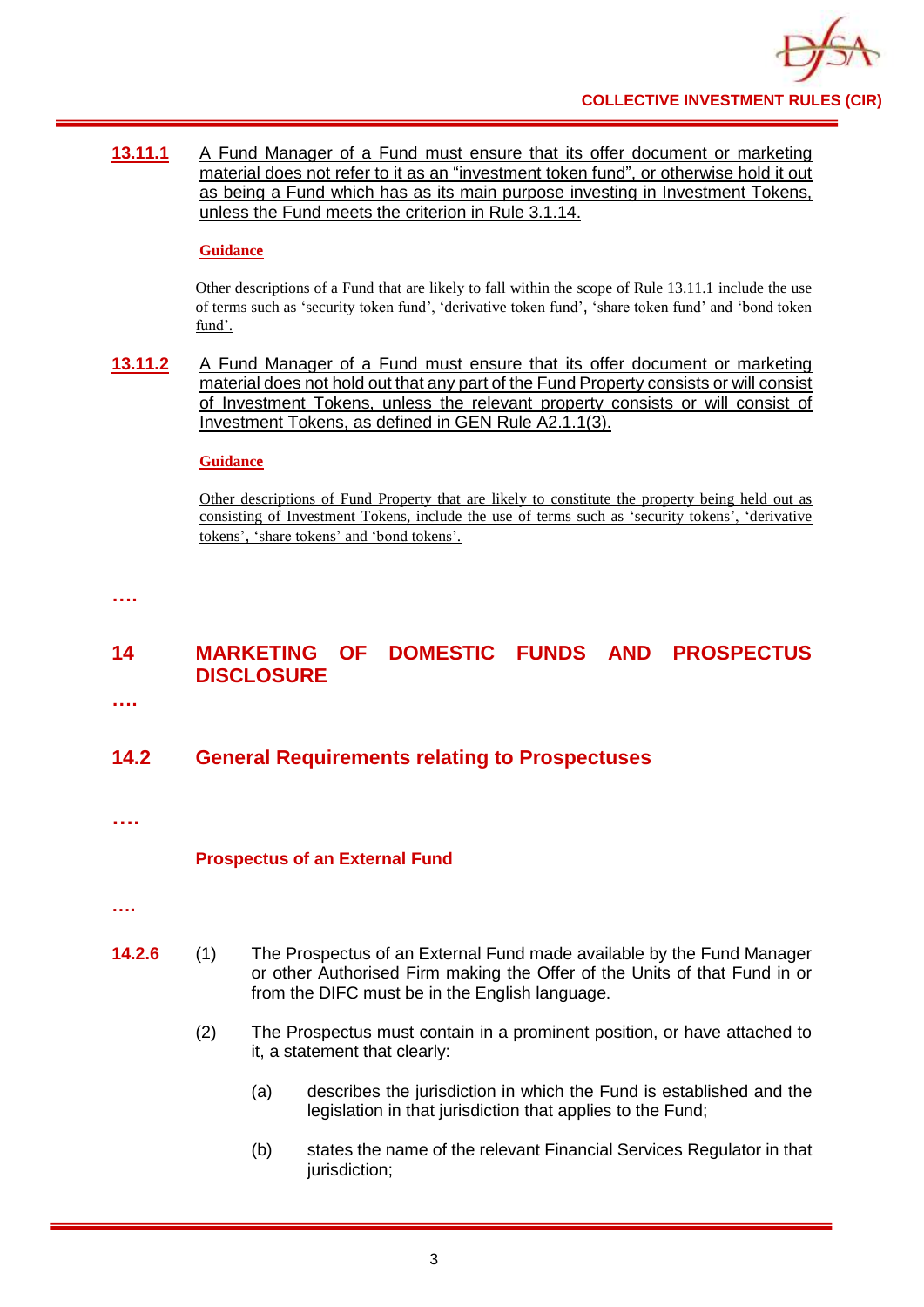**13.11.1** A Fund Manager of a Fund must ensure that its offer document or marketing material does not refer to it as an "investment token fund", or otherwise hold it out as being a Fund which has as its main purpose investing in Investment Tokens, unless the Fund meets the criterion in Rule 3.1.14.

**Guidance**

Other descriptions of a Fund that are likely to fall within the scope of Rule 13.11.1 include the use of terms such as 'security token fund', 'derivative token fund', 'share token fund' and 'bond token fund'.

**13.11.2** A Fund Manager of a Fund must ensure that its offer document or marketing material does not hold out that any part of the Fund Property consists or will consist of Investment Tokens, unless the relevant property consists or will consist of Investment Tokens, as defined in GEN Rule A2.1.1(3).

**Guidance**

Other descriptions of Fund Property that are likely to constitute the property being held out as consisting of Investment Tokens, include the use of terms such as 'security tokens', 'derivative tokens', 'share tokens' and 'bond tokens'.

….

# 14 MARKETING OF DOMESTIC FUNDS AND PROSPECTUS DISCLOSURE

….

## 14.2 General Requirements relating to Prospectuses

….

### Prospectus of an External Fund

….

**14.2.6** (1) The Prospectus of an External Fund made available by the Fund Manager or other Authorised Firm making the Offer of the Units of that Fund in or from the DIFC must be in the English language.

(2) The Prospectus must contain in a prominent position, or have attached to it, a statement that clearly:

(a) describes the jurisdiction in which the Fund is established and the legislation in that jurisdiction that applies to the Fund;

(b) states the name of the relevant Financial Services Regulator in that jurisdiction;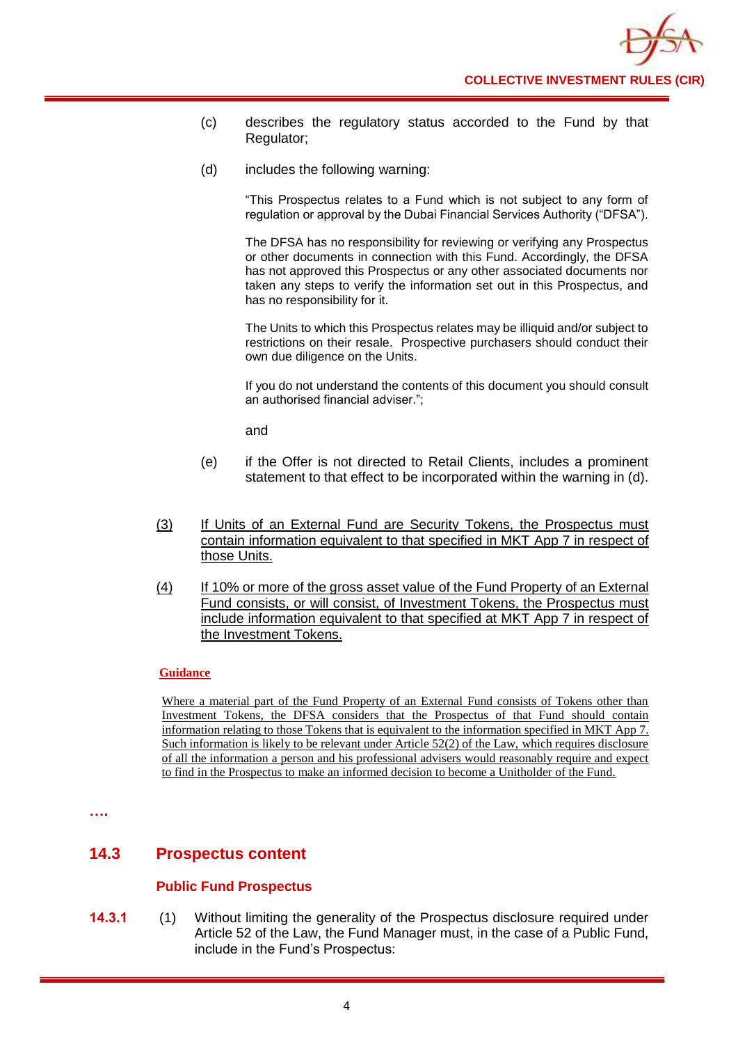(c) describes the regulatory status accorded to the Fund by that Regulator;

(d) includes the following warning:

"This Prospectus relates to a Fund which is not subject to any form of regulation or approval by the Dubai Financial Services Authority ("DFSA").

The DFSA has no responsibility for reviewing or verifying any Prospectus or other documents in connection with this Fund. Accordingly, the DFSA has not approved this Prospectus or any other associated documents nor taken any steps to verify the information set out in this Prospectus, and has no responsibility for it.

The Units to which this Prospectus relates may be illiquid and/or subject to restrictions on their resale. Prospective purchasers should conduct their own due diligence on the Units.

If you do not understand the contents of this document you should consult an authorised financial adviser.";

and

(e) if the Offer is not directed to Retail Clients, includes a prominent statement to that effect to be incorporated within the warning in (d).

<u>(3) If Units of an External Fund are Security Tokens, the Prospectus must contain information equivalent to that specified in MKT App 7 in respect of those Units.</u>

<u>(4) If 10% or more of the gross asset value of the Fund Property of an External Fund consists, or will consist, of Investment Tokens, the Prospectus must include information equivalent to that specified at MKT App 7 in respect of the Investment Tokens.</u>

<u>**Guidance**</u>

<u>Where a material part of the Fund Property of an External Fund consists of Tokens other than Investment Tokens, the DFSA considers that the Prospectus of that Fund should contain information relating to those Tokens that is equivalent to the information specified in MKT App 7. Such information is likely to be relevant under Article 52(2) of the Law, which requires disclosure of all the information a person and his professional advisers would reasonably require and expect to find in the Prospectus to make an informed decision to become a Unitholder of the Fund.</u>

….

## 14.3 Prospectus content

### Public Fund Prospectus

**14.3.1** (1) Without limiting the generality of the Prospectus disclosure required under Article 52 of the Law, the Fund Manager must, in the case of a Public Fund, include in the Fund's Prospectus: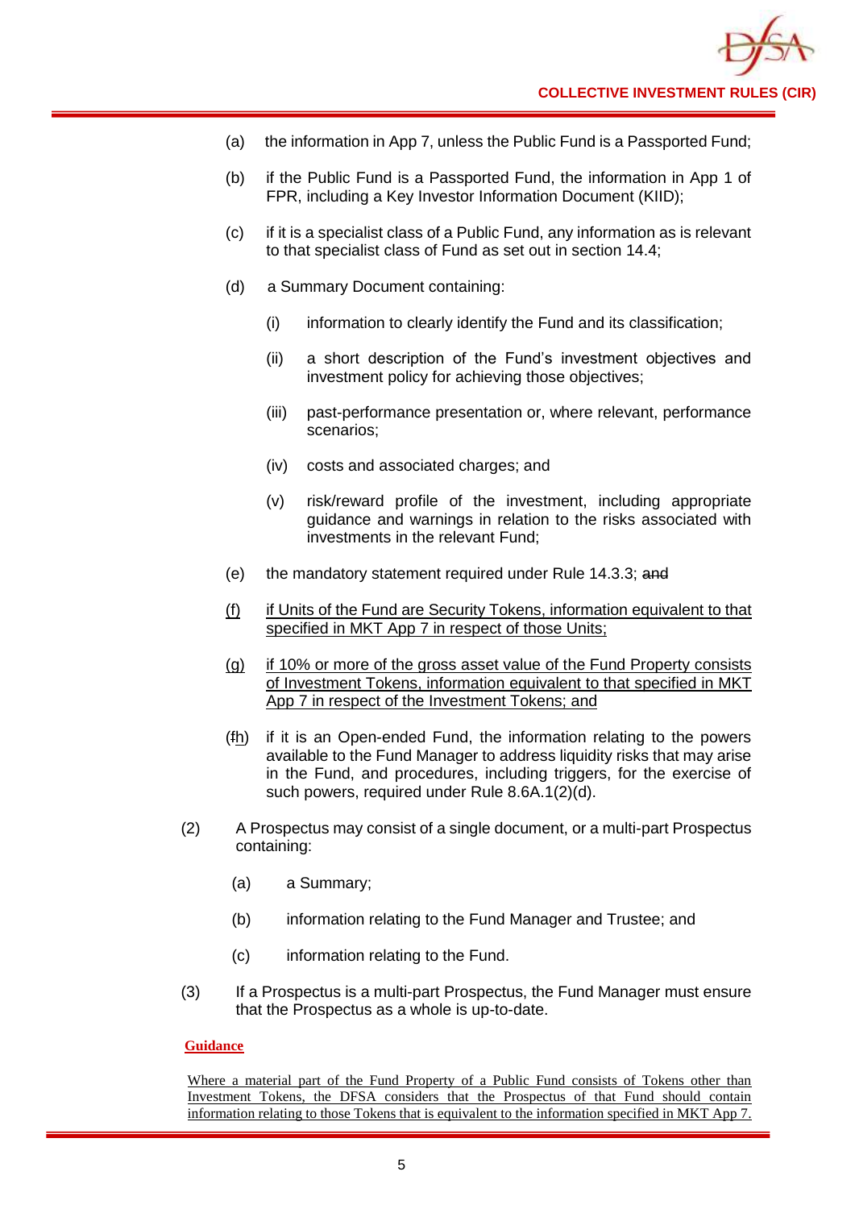(a) the information in App 7, unless the Public Fund is a Passported Fund;

(b) if the Public Fund is a Passported Fund, the information in App 1 of FPR, including a Key Investor Information Document (KIID);

(c) if it is a specialist class of a Public Fund, any information as is relevant to that specialist class of Fund as set out in section 14.4;

(d) a Summary Document containing:

  (i) information to clearly identify the Fund and its classification;

  (ii) a short description of the Fund's investment objectives and investment policy for achieving those objectives;

  (iii) past-performance presentation or, where relevant, performance scenarios;

  (iv) costs and associated charges; and

  (v) risk/reward profile of the investment, including appropriate guidance and warnings in relation to the risks associated with investments in the relevant Fund;

(e) the mandatory statement required under Rule 14.3.3; ~~and~~

<u>(f) if Units of the Fund are Security Tokens, information equivalent to that specified in MKT App 7 in respect of those Units;</u>

<u>(g) if 10% or more of the gross asset value of the Fund Property consists of Investment Tokens, information equivalent to that specified in MKT App 7 in respect of the Investment Tokens; and</u>

(~~f~~<u>h</u>) if it is an Open-ended Fund, the information relating to the powers available to the Fund Manager to address liquidity risks that may arise in the Fund, and procedures, including triggers, for the exercise of such powers, required under Rule 8.6A.1(2)(d).

(2) A Prospectus may consist of a single document, or a multi-part Prospectus containing:

  (a) a Summary;

  (b) information relating to the Fund Manager and Trustee; and

  (c) information relating to the Fund.

(3) If a Prospectus is a multi-part Prospectus, the Fund Manager must ensure that the Prospectus as a whole is up-to-date.

<u>**Guidance**</u>

<u>Where a material part of the Fund Property of a Public Fund consists of Tokens other than Investment Tokens, the DFSA considers that the Prospectus of that Fund should contain information relating to those Tokens that is equivalent to the information specified in MKT App 7.</u>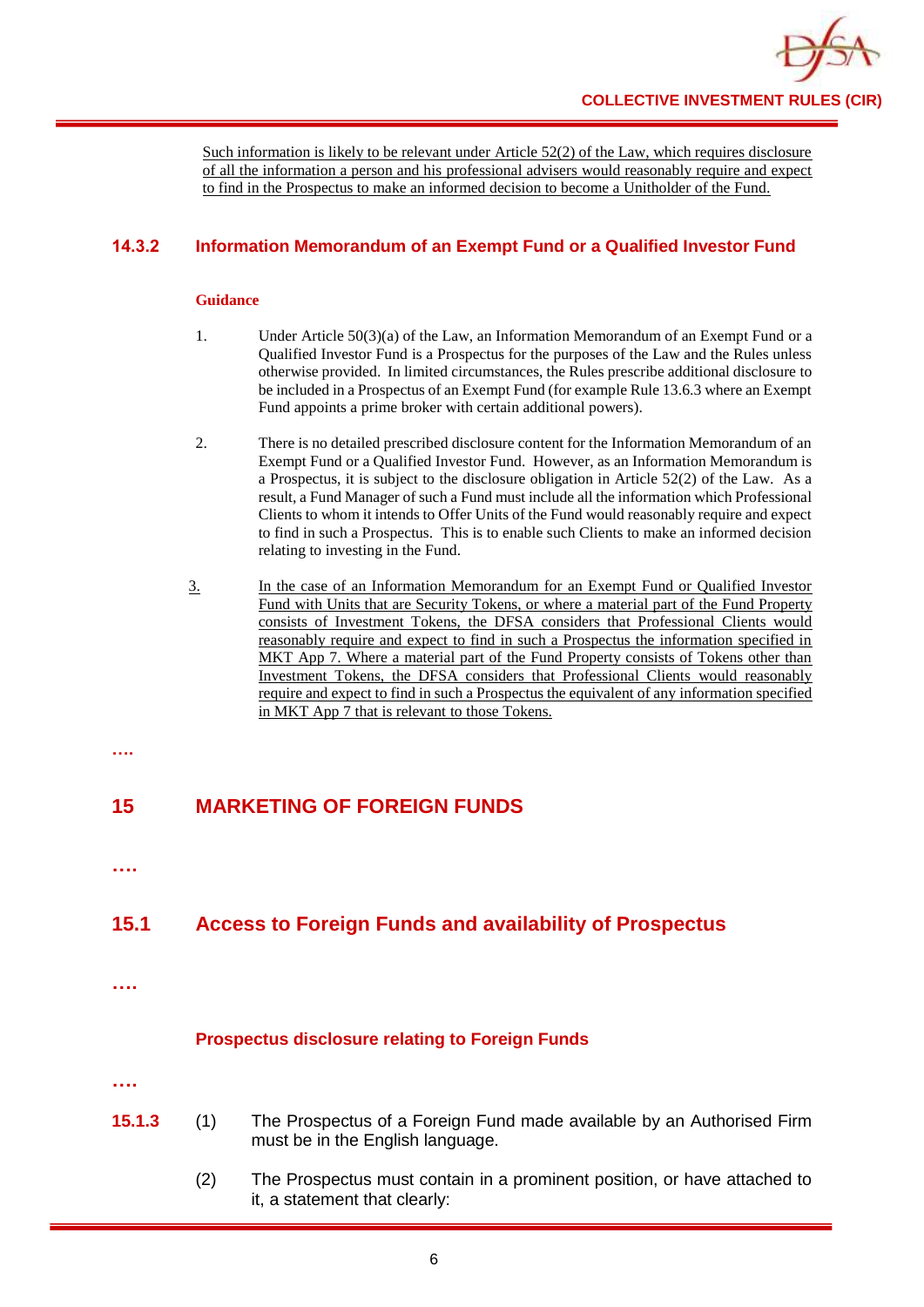Such information is likely to be relevant under Article 52(2) of the Law, which requires disclosure of all the information a person and his professional advisers would reasonably require and expect to find in the Prospectus to make an informed decision to become a Unitholder of the Fund.

### 14.3.2 Information Memorandum of an Exempt Fund or a Qualified Investor Fund

**Guidance**

1. Under Article 50(3)(a) of the Law, an Information Memorandum of an Exempt Fund or a Qualified Investor Fund is a Prospectus for the purposes of the Law and the Rules unless otherwise provided. In limited circumstances, the Rules prescribe additional disclosure to be included in a Prospectus of an Exempt Fund (for example Rule 13.6.3 where an Exempt Fund appoints a prime broker with certain additional powers).

2. There is no detailed prescribed disclosure content for the Information Memorandum of an Exempt Fund or a Qualified Investor Fund. However, as an Information Memorandum is a Prospectus, it is subject to the disclosure obligation in Article 52(2) of the Law. As a result, a Fund Manager of such a Fund must include all the information which Professional Clients to whom it intends to Offer Units of the Fund would reasonably require and expect to find in such a Prospectus. This is to enable such Clients to make an informed decision relating to investing in the Fund.

3. In the case of an Information Memorandum for an Exempt Fund or Qualified Investor Fund with Units that are Security Tokens, or where a material part of the Fund Property consists of Investment Tokens, the DFSA considers that Professional Clients would reasonably require and expect to find in such a Prospectus the information specified in MKT App 7. Where a material part of the Fund Property consists of Tokens other than Investment Tokens, the DFSA considers that Professional Clients would reasonably require and expect to find in such a Prospectus the equivalent of any information specified in MKT App 7 that is relevant to those Tokens.

….

# 15 MARKETING OF FOREIGN FUNDS

….

## 15.1 Access to Foreign Funds and availability of Prospectus

….

### Prospectus disclosure relating to Foreign Funds

….

**15.1.3** (1) The Prospectus of a Foreign Fund made available by an Authorised Firm must be in the English language.

(2) The Prospectus must contain in a prominent position, or have attached to it, a statement that clearly: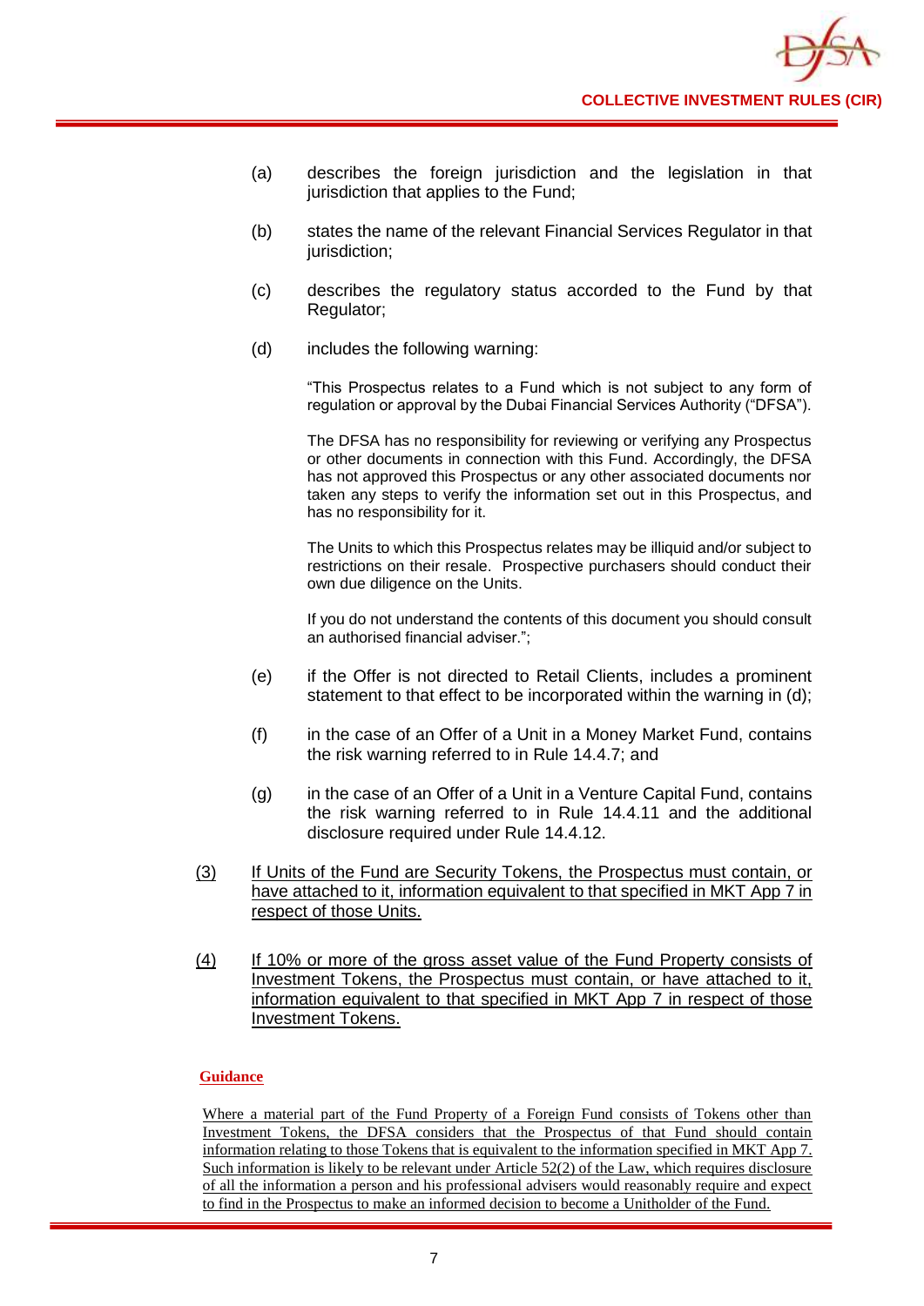(a) describes the foreign jurisdiction and the legislation in that jurisdiction that applies to the Fund;

(b) states the name of the relevant Financial Services Regulator in that jurisdiction;

(c) describes the regulatory status accorded to the Fund by that Regulator;

(d) includes the following warning:

> "This Prospectus relates to a Fund which is not subject to any form of regulation or approval by the Dubai Financial Services Authority ("DFSA").
>
> The DFSA has no responsibility for reviewing or verifying any Prospectus or other documents in connection with this Fund. Accordingly, the DFSA has not approved this Prospectus or any other associated documents nor taken any steps to verify the information set out in this Prospectus, and has no responsibility for it.
>
> The Units to which this Prospectus relates may be illiquid and/or subject to restrictions on their resale. Prospective purchasers should conduct their own due diligence on the Units.
>
> If you do not understand the contents of this document you should consult an authorised financial adviser.";

(e) if the Offer is not directed to Retail Clients, includes a prominent statement to that effect to be incorporated within the warning in (d);

(f) in the case of an Offer of a Unit in a Money Market Fund, contains the risk warning referred to in Rule 14.4.7; and

(g) in the case of an Offer of a Unit in a Venture Capital Fund, contains the risk warning referred to in Rule 14.4.11 and the additional disclosure required under Rule 14.4.12.

<u>(3) If Units of the Fund are Security Tokens, the Prospectus must contain, or have attached to it, information equivalent to that specified in MKT App 7 in respect of those Units.</u>

<u>(4) If 10% or more of the gross asset value of the Fund Property consists of Investment Tokens, the Prospectus must contain, or have attached to it, information equivalent to that specified in MKT App 7 in respect of those Investment Tokens.</u>

**<u>Guidance</u>**

<u>Where a material part of the Fund Property of a Foreign Fund consists of Tokens other than Investment Tokens, the DFSA considers that the Prospectus of that Fund should contain information relating to those Tokens that is equivalent to the information specified in MKT App 7. Such information is likely to be relevant under Article 52(2) of the Law, which requires disclosure of all the information a person and his professional advisers would reasonably require and expect to find in the Prospectus to make an informed decision to become a Unitholder of the Fund.</u>